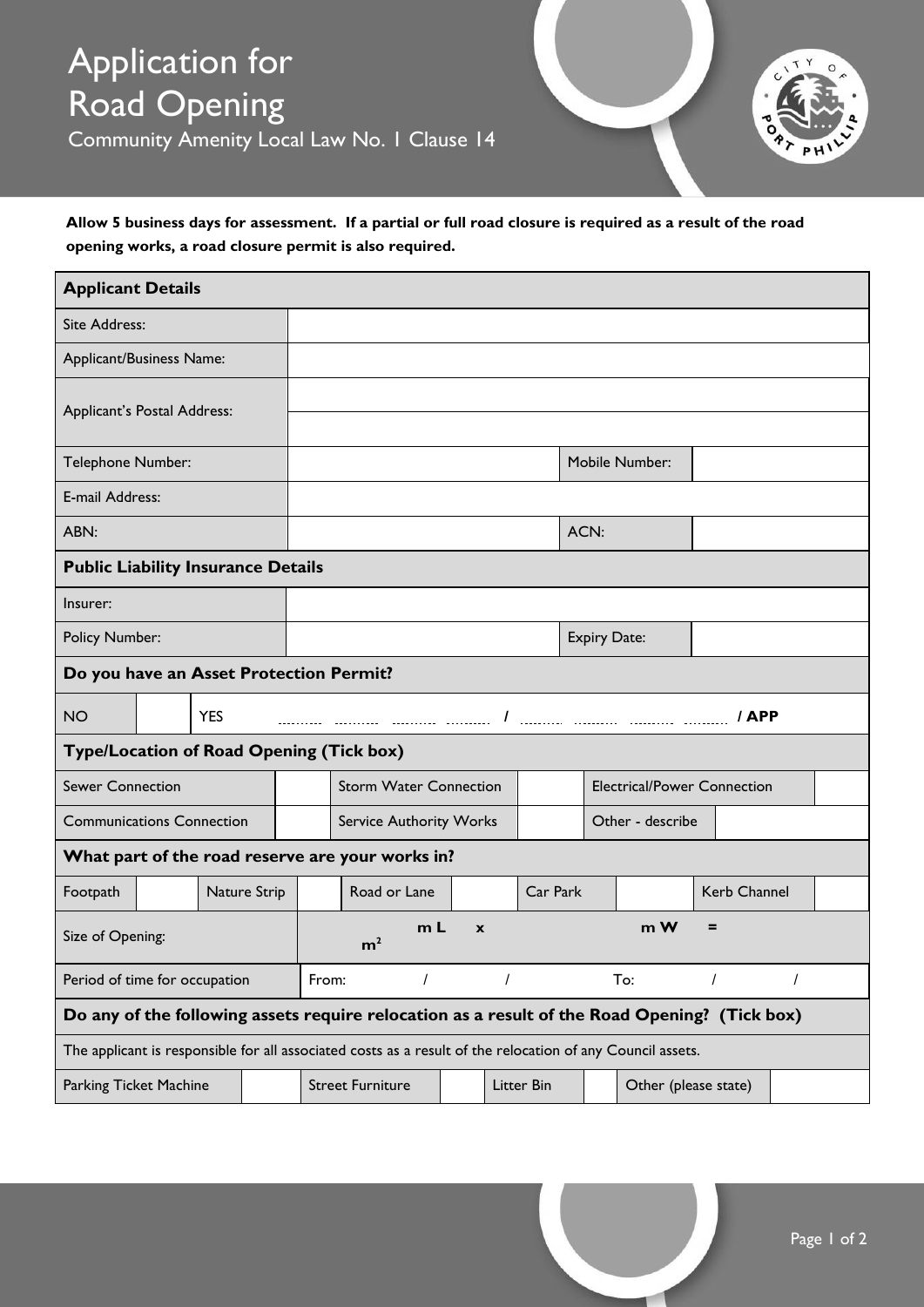# Application for Road Opening

Community Amenity Local Law No. 1 Clause 14

**Allow 5 business days for assessment. If a partial or full road closure is required as a result of the road opening works, a road closure permit is also required.**

| **Applicant Details** | | | |
|---|---|---|---|
| Site Address: | | | |
| Applicant/Business Name: | | | |
| Applicant's Postal Address: | | | |
| | | | |
| Telephone Number: | | Mobile Number: | |
| E-mail Address: | | | |
| ABN: | | ACN: | |

| **Public Liability Insurance Details** | | | |
|---|---|---|---|
| Insurer: | | | |
| Policy Number: | | Expiry Date: | |

| **Do you have an Asset Protection Permit?** | | |
|---|---|---|
| NO | | YES ......... ......... ......... ......... **/** ......... ......... ......... ......... **/ APP** |

| **Type/Location of Road Opening (Tick box)** | | | | | |
|---|---|---|---|---|---|
| Sewer Connection | | Storm Water Connection | | Electrical/Power Connection | |
| Communications Connection | | Service Authority Works | | Other - describe | |

| **What part of the road reserve are your works in?** | | | | | | | | | |
|---|---|---|---|---|---|---|---|---|---|
| Footpath | | Nature Strip | | Road or Lane | | Car Park | | Kerb Channel | |

| | |
|---|---|
| Size of Opening: | **m L x m W = $m^2$** |
| Period of time for occupation | From: / / To: / / |

| **Do any of the following assets require relocation as a result of the Road Opening? (Tick box)** | | | | | | | |
|---|---|---|---|---|---|---|---|
| The applicant is responsible for all associated costs as a result of the relocation of any Council assets. | | | | | | | |
| Parking Ticket Machine | | Street Furniture | | Litter Bin | | Other (please state) | |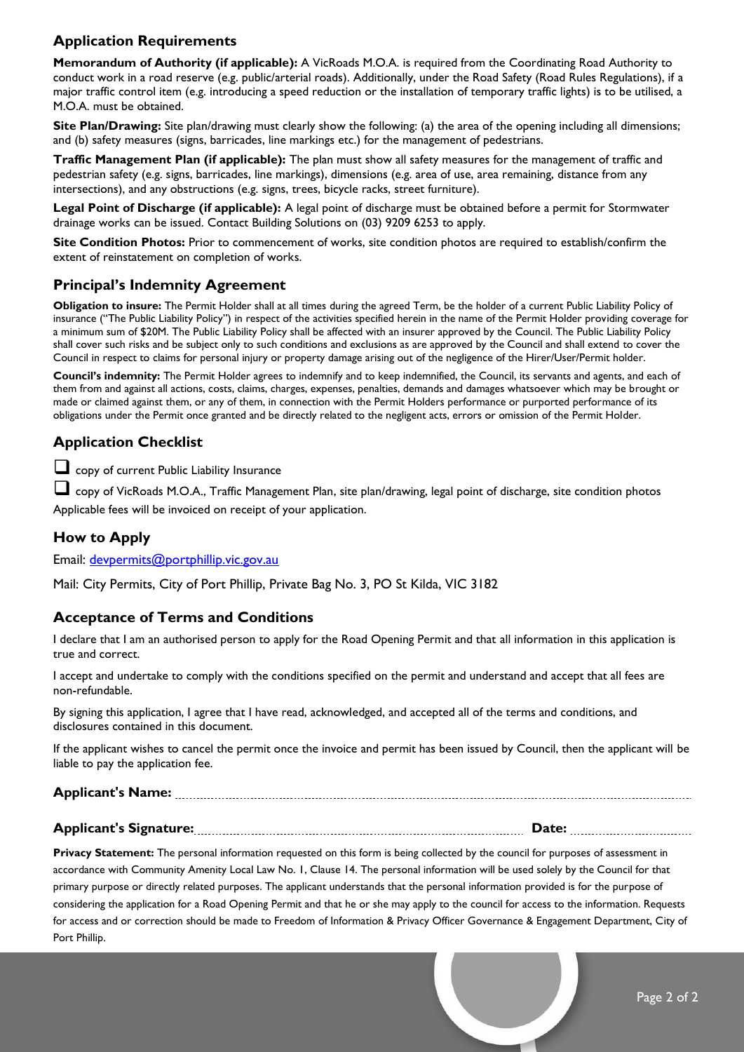## Application Requirements

**Memorandum of Authority (if applicable):** A VicRoads M.O.A. is required from the Coordinating Road Authority to conduct work in a road reserve (e.g. public/arterial roads). Additionally, under the Road Safety (Road Rules Regulations), if a major traffic control item (e.g. introducing a speed reduction or the installation of temporary traffic lights) is to be utilised, a M.O.A. must be obtained.

**Site Plan/Drawing:** Site plan/drawing must clearly show the following: (a) the area of the opening including all dimensions; and (b) safety measures (signs, barricades, line markings etc.) for the management of pedestrians.

**Traffic Management Plan (if applicable):** The plan must show all safety measures for the management of traffic and pedestrian safety (e.g. signs, barricades, line markings), dimensions (e.g. area of use, area remaining, distance from any intersections), and any obstructions (e.g. signs, trees, bicycle racks, street furniture).

**Legal Point of Discharge (if applicable):** A legal point of discharge must be obtained before a permit for Stormwater drainage works can be issued. Contact Building Solutions on (03) 9209 6253 to apply.

**Site Condition Photos:** Prior to commencement of works, site condition photos are required to establish/confirm the extent of reinstatement on completion of works.

## Principal's Indemnity Agreement

**Obligation to insure:** The Permit Holder shall at all times during the agreed Term, be the holder of a current Public Liability Policy of insurance ("The Public Liability Policy") in respect of the activities specified herein in the name of the Permit Holder providing coverage for a minimum sum of $20M. The Public Liability Policy shall be affected with an insurer approved by the Council. The Public Liability Policy shall cover such risks and be subject only to such conditions and exclusions as are approved by the Council and shall extend to cover the Council in respect to claims for personal injury or property damage arising out of the negligence of the Hirer/User/Permit holder.

**Council's indemnity:** The Permit Holder agrees to indemnify and to keep indemnified, the Council, its servants and agents, and each of them from and against all actions, costs, claims, charges, expenses, penalties, demands and damages whatsoever which may be brought or made or claimed against them, or any of them, in connection with the Permit Holders performance or purported performance of its obligations under the Permit once granted and be directly related to the negligent acts, errors or omission of the Permit Holder.

## Application Checklist

- ☐ copy of current Public Liability Insurance
- ☐ copy of VicRoads M.O.A., Traffic Management Plan, site plan/drawing, legal point of discharge, site condition photos

Applicable fees will be invoiced on receipt of your application.

## How to Apply

Email: devpermits@portphillip.vic.gov.au

Mail: City Permits, City of Port Phillip, Private Bag No. 3, PO St Kilda, VIC 3182

## Acceptance of Terms and Conditions

I declare that I am an authorised person to apply for the Road Opening Permit and that all information in this application is true and correct.

I accept and undertake to comply with the conditions specified on the permit and understand and accept that all fees are non-refundable.

By signing this application, I agree that I have read, acknowledged, and accepted all of the terms and conditions, and disclosures contained in this document.

If the applicant wishes to cancel the permit once the invoice and permit has been issued by Council, then the applicant will be liable to pay the application fee.

**Applicant's Name:** ..........................................................................................

**Applicant's Signature:** .................................................................... **Date:** ....................

**Privacy Statement:** The personal information requested on this form is being collected by the council for purposes of assessment in accordance with Community Amenity Local Law No. 1, Clause 14. The personal information will be used solely by the Council for that primary purpose or directly related purposes. The applicant understands that the personal information provided is for the purpose of considering the application for a Road Opening Permit and that he or she may apply to the council for access to the information. Requests for access and or correction should be made to Freedom of Information & Privacy Officer Governance & Engagement Department, City of Port Phillip.